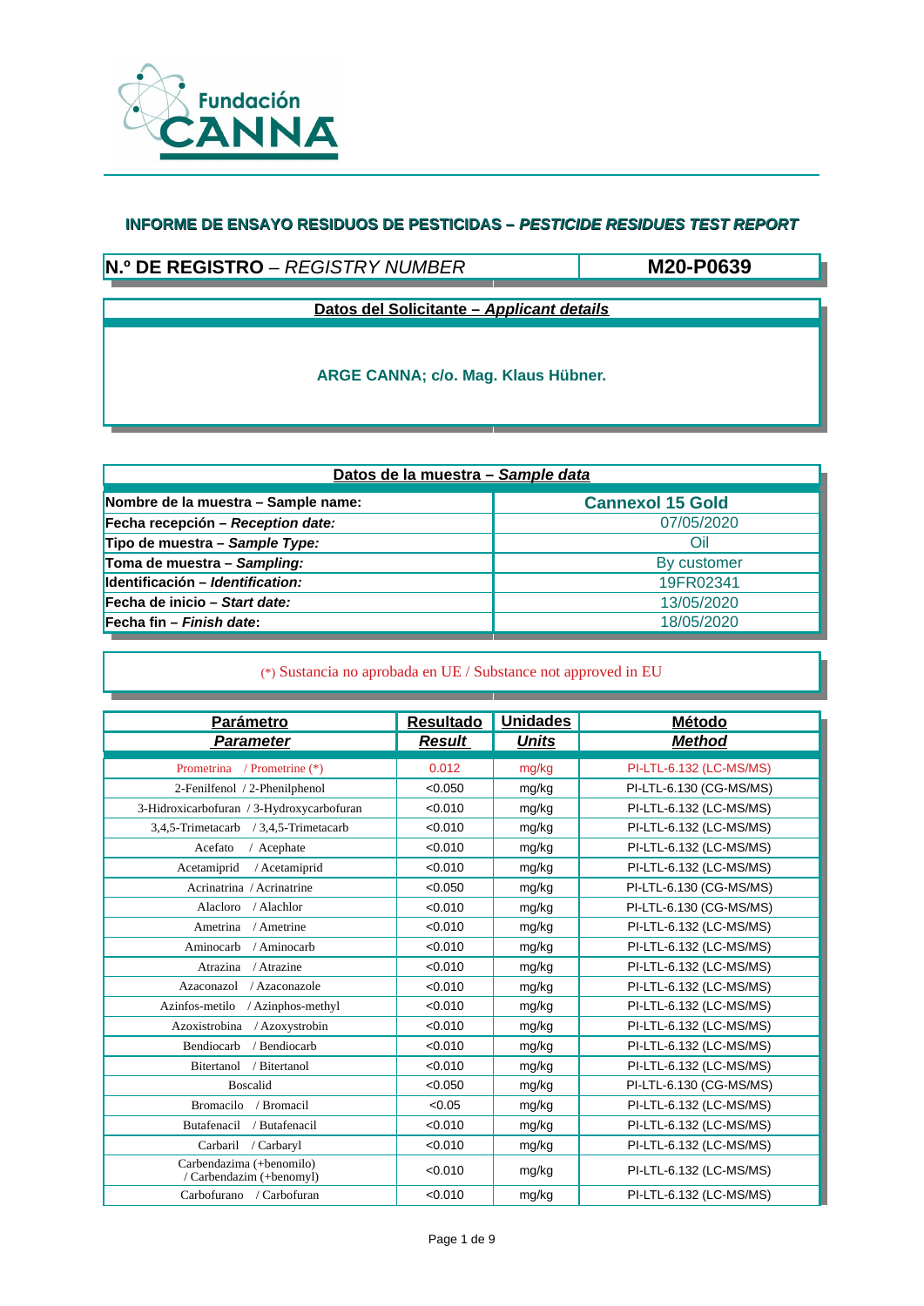Fundación CANNA

## INFORME DE ENSAYO RESIDUOS DE PESTICIDAS – *PESTICIDE RESIDUES TEST REPORT*

| **N.º DE REGISTRO** – *REGISTRY NUMBER* | **M20-P0639** |
|---|---|

**Datos del Solicitante – *Applicant details***

**ARGE CANNA; c/o. Mag. Klaus Hübner.**

| **Datos de la muestra – *Sample data*** | |
|---|---|
| **Nombre de la muestra – Sample name:** | **Cannexol 15 Gold** |
| **Fecha recepción – *Reception date:*** | 07/05/2020 |
| **Tipo de muestra – *Sample Type:*** | Oil |
| **Toma de muestra – *Sampling:*** | By customer |
| **Identificación – *Identification:*** | 19FR02341 |
| **Fecha de inicio – *Start date:*** | 13/05/2020 |
| **Fecha fin – *Finish date*:** | 18/05/2020 |

(*) Sustancia no aprobada en UE / Substance not approved in EU

| Parámetro *Parameter* | Resultado *Result* | Unidades *Units* | Método *Method* |
|---|---|---|---|
| Prometrina / Prometrine (*) | 0.012 | mg/kg | PI-LTL-6.132 (LC-MS/MS) |
| 2-Fenilfenol / 2-Phenilphenol | <0.050 | mg/kg | PI-LTL-6.130 (CG-MS/MS) |
| 3-Hidroxicarbofuran / 3-Hydroxycarbofuran | <0.010 | mg/kg | PI-LTL-6.132 (LC-MS/MS) |
| 3,4,5-Trimetacarb / 3,4,5-Trimetacarb | <0.010 | mg/kg | PI-LTL-6.132 (LC-MS/MS) |
| Acefato / Acephate | <0.010 | mg/kg | PI-LTL-6.132 (LC-MS/MS) |
| Acetamiprid / Acetamiprid | <0.010 | mg/kg | PI-LTL-6.132 (LC-MS/MS) |
| Acrinatrina / Acrinatrine | <0.050 | mg/kg | PI-LTL-6.130 (CG-MS/MS) |
| Alacloro / Alachlor | <0.010 | mg/kg | PI-LTL-6.130 (CG-MS/MS) |
| Ametrina / Ametrine | <0.010 | mg/kg | PI-LTL-6.132 (LC-MS/MS) |
| Aminocarb / Aminocarb | <0.010 | mg/kg | PI-LTL-6.132 (LC-MS/MS) |
| Atrazina / Atrazine | <0.010 | mg/kg | PI-LTL-6.132 (LC-MS/MS) |
| Azaconazol / Azaconazole | <0.010 | mg/kg | PI-LTL-6.132 (LC-MS/MS) |
| Azinfos-metilo / Azinphos-methyl | <0.010 | mg/kg | PI-LTL-6.132 (LC-MS/MS) |
| Azoxistrobina / Azoxystrobin | <0.010 | mg/kg | PI-LTL-6.132 (LC-MS/MS) |
| Bendiocarb / Bendiocarb | <0.010 | mg/kg | PI-LTL-6.132 (LC-MS/MS) |
| Bitertanol / Bitertanol | <0.010 | mg/kg | PI-LTL-6.132 (LC-MS/MS) |
| Boscalid | <0.050 | mg/kg | PI-LTL-6.130 (CG-MS/MS) |
| Bromacilo / Bromacil | <0.05 | mg/kg | PI-LTL-6.132 (LC-MS/MS) |
| Butafenacil / Butafenacil | <0.010 | mg/kg | PI-LTL-6.132 (LC-MS/MS) |
| Carbaril / Carbaryl | <0.010 | mg/kg | PI-LTL-6.132 (LC-MS/MS) |
| Carbendazima (+benomilo) / Carbendazim (+benomyl) | <0.010 | mg/kg | PI-LTL-6.132 (LC-MS/MS) |
| Carbofurano / Carbofuran | <0.010 | mg/kg | PI-LTL-6.132 (LC-MS/MS) |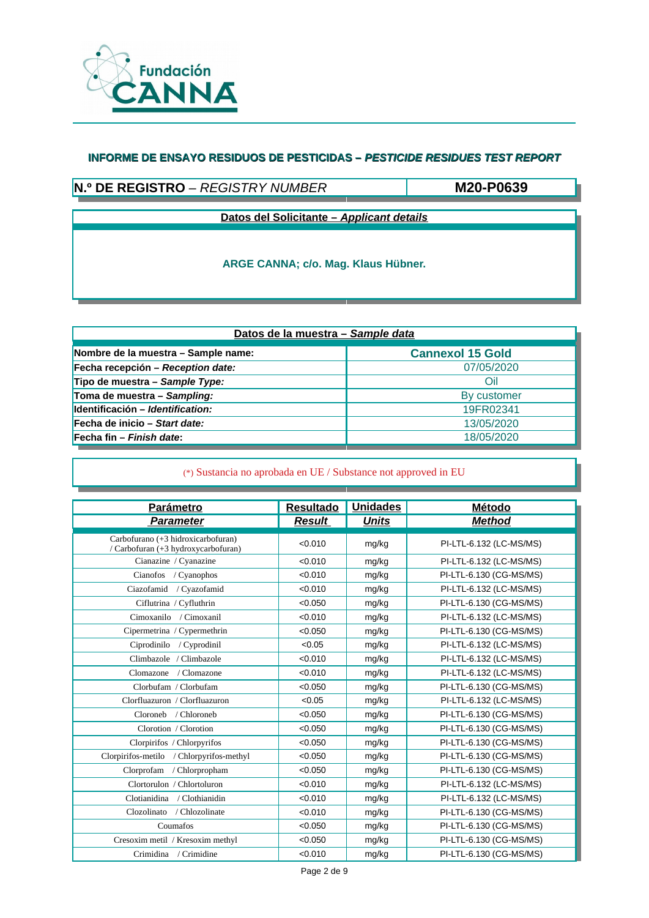Fundación CANNA

## INFORME DE ENSAYO RESIDUOS DE PESTICIDAS – *PESTICIDE RESIDUES TEST REPORT*

| **N.º DE REGISTRO** – *REGISTRY NUMBER* | **M20-P0639** |
|---|---|

**Datos del Solicitante – *Applicant details***

**ARGE CANNA; c/o. Mag. Klaus Hübner.**

| **Datos de la muestra – *Sample data*** | |
|---|---|
| **Nombre de la muestra – Sample name:** | **Cannexol 15 Gold** |
| **Fecha recepción – *Reception date:*** | 07/05/2020 |
| **Tipo de muestra – *Sample Type:*** | Oil |
| **Toma de muestra – *Sampling:*** | By customer |
| **Identificación – *Identification:*** | 19FR02341 |
| **Fecha de inicio – *Start date:*** | 13/05/2020 |
| **Fecha fin – *Finish date*:** | 18/05/2020 |

(*) Sustancia no aprobada en UE / Substance not approved in EU

| **Parámetro** *Parameter* | **Resultado** *Result* | **Unidades** *Units* | **Método** *Method* |
|---|---|---|---|
| Carbofurano (+3 hidroxicarbofuran) / Carbofuran (+3 hydroxycarbofuran) | <0.010 | mg/kg | PI-LTL-6.132 (LC-MS/MS) |
| Cianazine / Cyanazine | <0.010 | mg/kg | PI-LTL-6.132 (LC-MS/MS) |
| Cianofos / Cyanophos | <0.010 | mg/kg | PI-LTL-6.130 (CG-MS/MS) |
| Ciazofamid / Cyazofamid | <0.010 | mg/kg | PI-LTL-6.132 (LC-MS/MS) |
| Ciflutrina / Cyfluthrin | <0.050 | mg/kg | PI-LTL-6.130 (CG-MS/MS) |
| Cimoxanilo / Cimoxanil | <0.010 | mg/kg | PI-LTL-6.132 (LC-MS/MS) |
| Cipermetrina / Cypermethrin | <0.050 | mg/kg | PI-LTL-6.130 (CG-MS/MS) |
| Ciprodinilo / Cyprodinil | <0.05 | mg/kg | PI-LTL-6.132 (LC-MS/MS) |
| Climbazole / Climbazole | <0.010 | mg/kg | PI-LTL-6.132 (LC-MS/MS) |
| Clomazone / Clomazone | <0.010 | mg/kg | PI-LTL-6.132 (LC-MS/MS) |
| Clorbufam / Clorbufam | <0.050 | mg/kg | PI-LTL-6.130 (CG-MS/MS) |
| Clorfluazuron / Clorfluazuron | <0.05 | mg/kg | PI-LTL-6.132 (LC-MS/MS) |
| Cloroneb / Chloroneb | <0.050 | mg/kg | PI-LTL-6.130 (CG-MS/MS) |
| Clorotion / Clorotion | <0.050 | mg/kg | PI-LTL-6.130 (CG-MS/MS) |
| Clorpirifos / Chlorpyrifos | <0.050 | mg/kg | PI-LTL-6.130 (CG-MS/MS) |
| Clorpirifos-metilo / Chlorpyrifos-methyl | <0.050 | mg/kg | PI-LTL-6.130 (CG-MS/MS) |
| Clorprofam / Chlorpropham | <0.050 | mg/kg | PI-LTL-6.130 (CG-MS/MS) |
| Clortorulon / Chlortoluron | <0.010 | mg/kg | PI-LTL-6.132 (LC-MS/MS) |
| Clotianidina / Clothianidin | <0.010 | mg/kg | PI-LTL-6.132 (LC-MS/MS) |
| Clozolinato / Chlozolinate | <0.010 | mg/kg | PI-LTL-6.130 (CG-MS/MS) |
| Coumafos | <0.050 | mg/kg | PI-LTL-6.130 (CG-MS/MS) |
| Cresoxim metil / Kresoxim methyl | <0.050 | mg/kg | PI-LTL-6.130 (CG-MS/MS) |
| Crimidina / Crimidine | <0.010 | mg/kg | PI-LTL-6.130 (CG-MS/MS) |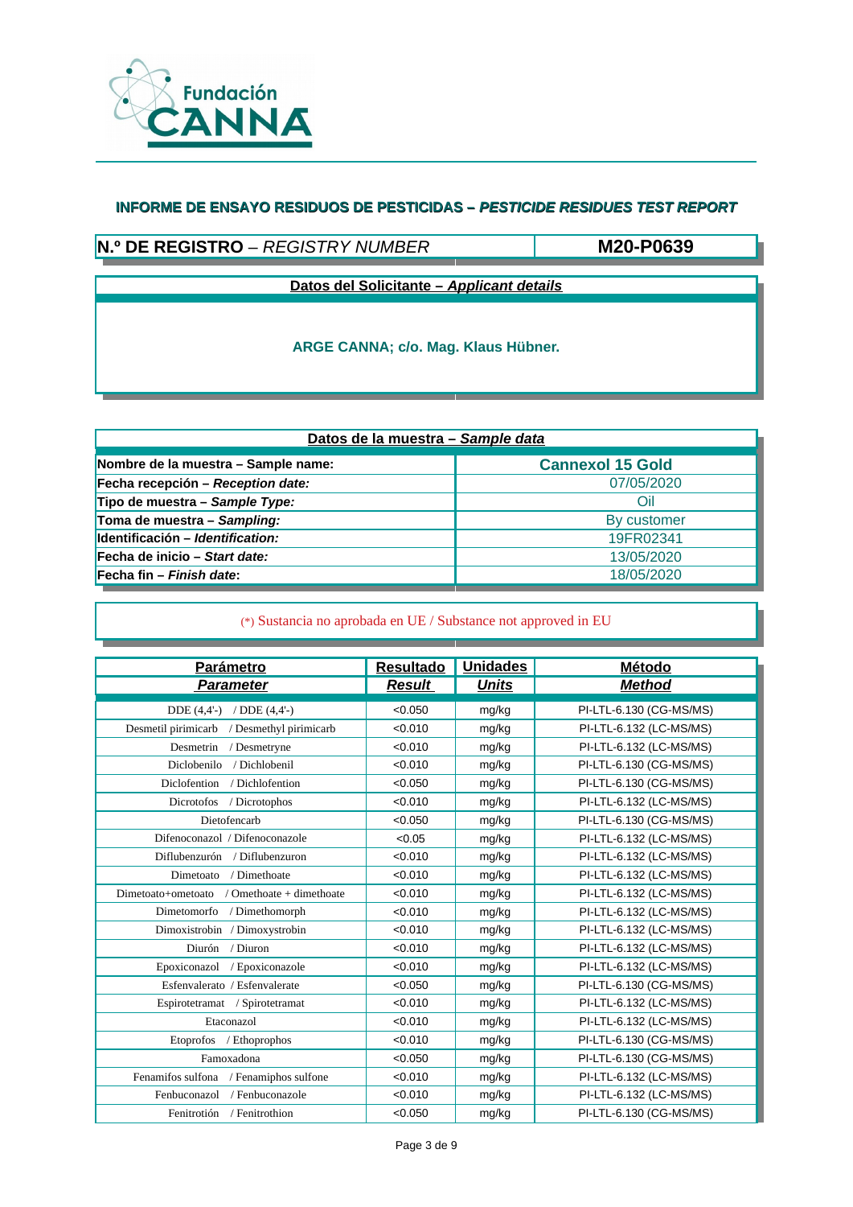Fundación CANNA

## INFORME DE ENSAYO RESIDUOS DE PESTICIDAS – *PESTICIDE RESIDUES TEST REPORT*

| **N.º DE REGISTRO** – *REGISTRY NUMBER* | **M20-P0639** |
|---|---|

**Datos del Solicitante – *Applicant details***

**ARGE CANNA; c/o. Mag. Klaus Hübner.**

| **Datos de la muestra – *Sample data*** | |
|---|---|
| **Nombre de la muestra – Sample name:** | **Cannexol 15 Gold** |
| **Fecha recepción – *Reception date:*** | 07/05/2020 |
| **Tipo de muestra – *Sample Type:*** | Oil |
| **Toma de muestra – *Sampling:*** | By customer |
| **Identificación – *Identification:*** | 19FR02341 |
| **Fecha de inicio – *Start date:*** | 13/05/2020 |
| **Fecha fin – *Finish date*:** | 18/05/2020 |

(*) Sustancia no aprobada en UE / Substance not approved in EU

| **Parámetro** / ***Parameter*** | **Resultado** / ***Result*** | **Unidades** / ***Units*** | **Método** / ***Method*** |
|---|---|---|---|
| DDE (4,4'-) / DDE (4,4'-) | <0.050 | mg/kg | PI-LTL-6.130 (CG-MS/MS) |
| Desmetil pirimicarb / Desmethyl pirimicarb | <0.010 | mg/kg | PI-LTL-6.132 (LC-MS/MS) |
| Desmetrin / Desmetryne | <0.010 | mg/kg | PI-LTL-6.132 (LC-MS/MS) |
| Diclobenilo / Dichlobenil | <0.010 | mg/kg | PI-LTL-6.130 (CG-MS/MS) |
| Diclofention / Dichlofention | <0.050 | mg/kg | PI-LTL-6.130 (CG-MS/MS) |
| Dicrotofos / Dicrotophos | <0.010 | mg/kg | PI-LTL-6.132 (LC-MS/MS) |
| Dietofencarb | <0.050 | mg/kg | PI-LTL-6.130 (CG-MS/MS) |
| Difenoconazol / Difenoconazole | <0.05 | mg/kg | PI-LTL-6.132 (LC-MS/MS) |
| Diflubenzurón / Diflubenzuron | <0.010 | mg/kg | PI-LTL-6.132 (LC-MS/MS) |
| Dimetoato / Dimethoate | <0.010 | mg/kg | PI-LTL-6.132 (LC-MS/MS) |
| Dimetoato+ometoato / Omethoate + dimethoate | <0.010 | mg/kg | PI-LTL-6.132 (LC-MS/MS) |
| Dimetomorfo / Dimethomorph | <0.010 | mg/kg | PI-LTL-6.132 (LC-MS/MS) |
| Dimoxistrobin / Dimoxystrobin | <0.010 | mg/kg | PI-LTL-6.132 (LC-MS/MS) |
| Diurón / Diuron | <0.010 | mg/kg | PI-LTL-6.132 (LC-MS/MS) |
| Epoxiconazol / Epoxiconazole | <0.010 | mg/kg | PI-LTL-6.132 (LC-MS/MS) |
| Esfenvalerato / Esfenvalerate | <0.050 | mg/kg | PI-LTL-6.130 (CG-MS/MS) |
| Espirotetramat / Spirotetramat | <0.010 | mg/kg | PI-LTL-6.132 (LC-MS/MS) |
| Etaconazol | <0.010 | mg/kg | PI-LTL-6.132 (LC-MS/MS) |
| Etoprofos / Ethoprophos | <0.010 | mg/kg | PI-LTL-6.130 (CG-MS/MS) |
| Famoxadona | <0.050 | mg/kg | PI-LTL-6.130 (CG-MS/MS) |
| Fenamifos sulfona / Fenamiphos sulfone | <0.010 | mg/kg | PI-LTL-6.132 (LC-MS/MS) |
| Fenbuconazol / Fenbuconazole | <0.010 | mg/kg | PI-LTL-6.132 (LC-MS/MS) |
| Fenitrotión / Fenitrothion | <0.050 | mg/kg | PI-LTL-6.130 (CG-MS/MS) |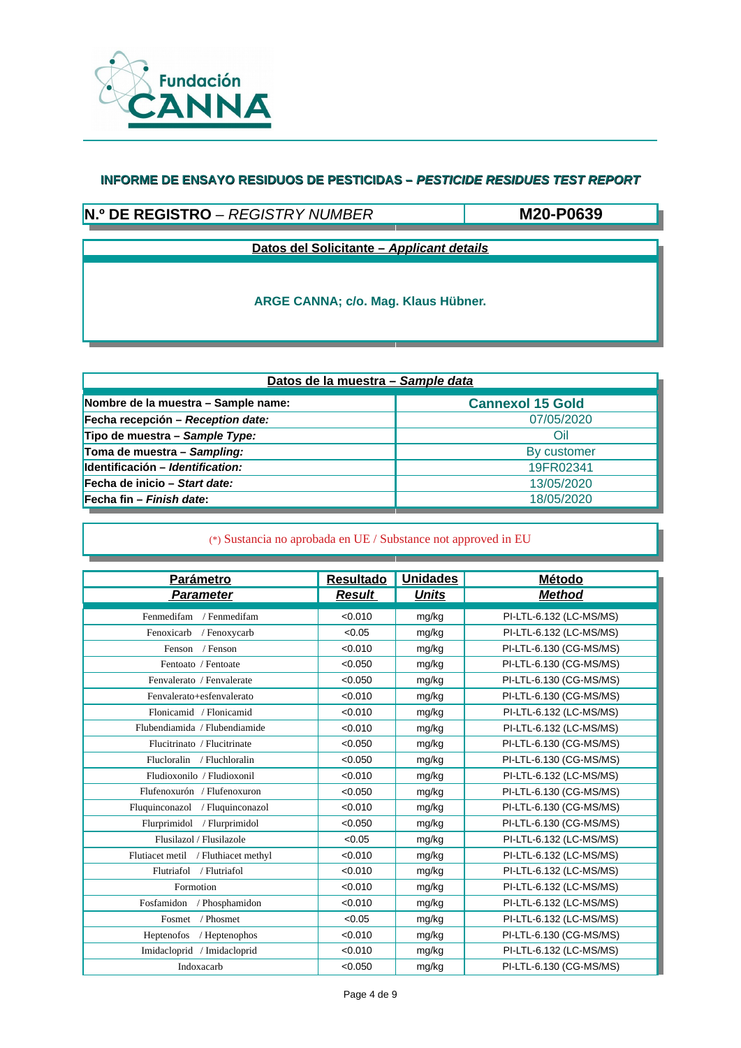Fundación CANNA

## INFORME DE ENSAYO RESIDUOS DE PESTICIDAS – *PESTICIDE RESIDUES TEST REPORT*

| **N.º DE REGISTRO** – *REGISTRY NUMBER* | **M20-P0639** |
|---|---|

**Datos del Solicitante – *Applicant details***

**ARGE CANNA; c/o. Mag. Klaus Hübner.**

| **Datos de la muestra – *Sample data*** | |
|---|---|
| **Nombre de la muestra – Sample name:** | **Cannexol 15 Gold** |
| **Fecha recepción – *Reception date:*** | 07/05/2020 |
| **Tipo de muestra – *Sample Type:*** | Oil |
| **Toma de muestra – *Sampling:*** | By customer |
| **Identificación – *Identification:*** | 19FR02341 |
| **Fecha de inicio – *Start date:*** | 13/05/2020 |
| **Fecha fin – *Finish date*:** | 18/05/2020 |

(*) Sustancia no aprobada en UE / Substance not approved in EU

| **Parámetro** *Parameter* | **Resultado** *Result* | **Unidades** *Units* | **Método** *Method* |
|---|---|---|---|
| Fenmedifam / Fenmedifam | <0.010 | mg/kg | PI-LTL-6.132 (LC-MS/MS) |
| Fenoxicarb / Fenoxycarb | <0.05 | mg/kg | PI-LTL-6.132 (LC-MS/MS) |
| Fenson / Fenson | <0.010 | mg/kg | PI-LTL-6.130 (CG-MS/MS) |
| Fentoato / Fentoate | <0.050 | mg/kg | PI-LTL-6.130 (CG-MS/MS) |
| Fenvalerato / Fenvalerate | <0.050 | mg/kg | PI-LTL-6.130 (CG-MS/MS) |
| Fenvalerato+esfenvalerato | <0.010 | mg/kg | PI-LTL-6.130 (CG-MS/MS) |
| Flonicamid / Flonicamid | <0.010 | mg/kg | PI-LTL-6.132 (LC-MS/MS) |
| Flubendiamida / Flubendiamide | <0.010 | mg/kg | PI-LTL-6.132 (LC-MS/MS) |
| Flucitrinato / Flucitrinate | <0.050 | mg/kg | PI-LTL-6.130 (CG-MS/MS) |
| Flucloralin / Fluchloralin | <0.050 | mg/kg | PI-LTL-6.130 (CG-MS/MS) |
| Fludioxonilo / Fludioxonil | <0.010 | mg/kg | PI-LTL-6.132 (LC-MS/MS) |
| Flufenoxurón / Flufenoxuron | <0.050 | mg/kg | PI-LTL-6.130 (CG-MS/MS) |
| Fluquinconazol / Fluquinconazol | <0.010 | mg/kg | PI-LTL-6.130 (CG-MS/MS) |
| Flurprimidol / Flurprimidol | <0.050 | mg/kg | PI-LTL-6.130 (CG-MS/MS) |
| Flusilazol / Flusilazole | <0.05 | mg/kg | PI-LTL-6.132 (LC-MS/MS) |
| Flutiacet metil / Fluthiacet methyl | <0.010 | mg/kg | PI-LTL-6.132 (LC-MS/MS) |
| Flutriafol / Flutriafol | <0.010 | mg/kg | PI-LTL-6.132 (LC-MS/MS) |
| Formotion | <0.010 | mg/kg | PI-LTL-6.132 (LC-MS/MS) |
| Fosfamidon / Phosphamidon | <0.010 | mg/kg | PI-LTL-6.132 (LC-MS/MS) |
| Fosmet / Phosmet | <0.05 | mg/kg | PI-LTL-6.132 (LC-MS/MS) |
| Heptenofos / Heptenophos | <0.010 | mg/kg | PI-LTL-6.130 (CG-MS/MS) |
| Imidacloprid / Imidacloprid | <0.010 | mg/kg | PI-LTL-6.132 (LC-MS/MS) |
| Indoxacarb | <0.050 | mg/kg | PI-LTL-6.130 (CG-MS/MS) |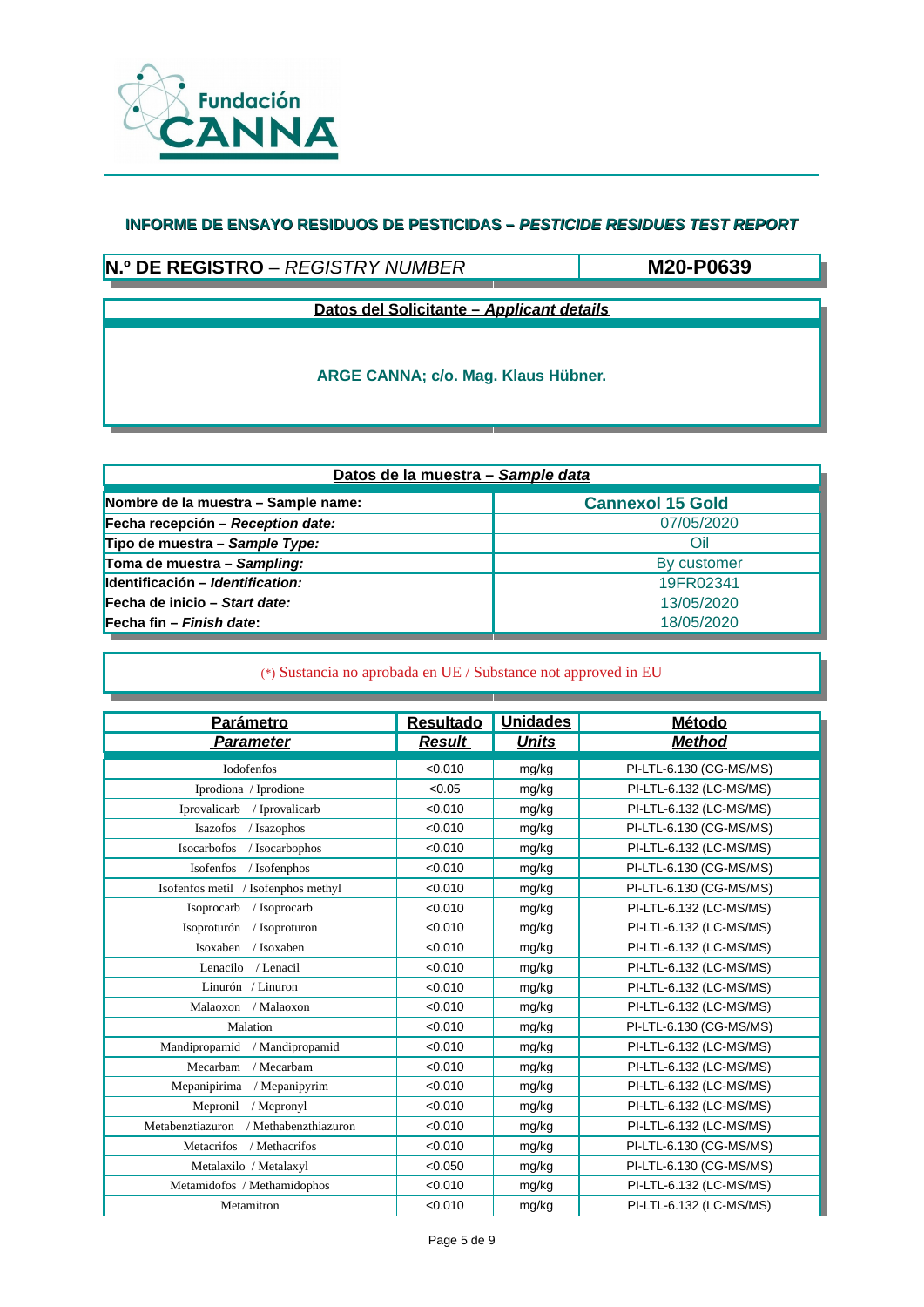Fundación CANNA

## INFORME DE ENSAYO RESIDUOS DE PESTICIDAS – *PESTICIDE RESIDUES TEST REPORT*

| **N.º DE REGISTRO** – *REGISTRY NUMBER* | **M20-P0639** |
|---|---|

**Datos del Solicitante – *Applicant details***

**ARGE CANNA; c/o. Mag. Klaus Hübner.**

| **Datos de la muestra – *Sample data*** | |
|---|---|
| **Nombre de la muestra – Sample name:** | **Cannexol 15 Gold** |
| **Fecha recepción – *Reception date:*** | 07/05/2020 |
| **Tipo de muestra – *Sample Type:*** | Oil |
| **Toma de muestra – *Sampling:*** | By customer |
| **Identificación – *Identification:*** | 19FR02341 |
| **Fecha de inicio – *Start date:*** | 13/05/2020 |
| **Fecha fin – *Finish date*:** | 18/05/2020 |

(*) Sustancia no aprobada en UE / Substance not approved in EU

| **Parámetro** *Parameter* | **Resultado** *Result* | **Unidades** *Units* | **Método** *Method* |
|---|---|---|---|
| Iodofenfos | <0.010 | mg/kg | PI-LTL-6.130 (CG-MS/MS) |
| Iprodiona / Iprodione | <0.05 | mg/kg | PI-LTL-6.132 (LC-MS/MS) |
| Iprovalicarb / Iprovalicarb | <0.010 | mg/kg | PI-LTL-6.132 (LC-MS/MS) |
| Isazofos / Isazophos | <0.010 | mg/kg | PI-LTL-6.130 (CG-MS/MS) |
| Isocarbofos / Isocarbophos | <0.010 | mg/kg | PI-LTL-6.132 (LC-MS/MS) |
| Isofenfos / Isofenphos | <0.010 | mg/kg | PI-LTL-6.130 (CG-MS/MS) |
| Isofenfos metil / Isofenphos methyl | <0.010 | mg/kg | PI-LTL-6.130 (CG-MS/MS) |
| Isoprocarb / Isoprocarb | <0.010 | mg/kg | PI-LTL-6.132 (LC-MS/MS) |
| Isoproturón / Isoproturon | <0.010 | mg/kg | PI-LTL-6.132 (LC-MS/MS) |
| Isoxaben / Isoxaben | <0.010 | mg/kg | PI-LTL-6.132 (LC-MS/MS) |
| Lenacilo / Lenacil | <0.010 | mg/kg | PI-LTL-6.132 (LC-MS/MS) |
| Linurón / Linuron | <0.010 | mg/kg | PI-LTL-6.132 (LC-MS/MS) |
| Malaoxon / Malaoxon | <0.010 | mg/kg | PI-LTL-6.132 (LC-MS/MS) |
| Malation | <0.010 | mg/kg | PI-LTL-6.130 (CG-MS/MS) |
| Mandipropamid / Mandipropamid | <0.010 | mg/kg | PI-LTL-6.132 (LC-MS/MS) |
| Mecarbam / Mecarbam | <0.010 | mg/kg | PI-LTL-6.132 (LC-MS/MS) |
| Mepanipirima / Mepanipyrim | <0.010 | mg/kg | PI-LTL-6.132 (LC-MS/MS) |
| Mepronil / Mepronyl | <0.010 | mg/kg | PI-LTL-6.132 (LC-MS/MS) |
| Metabenztiazuron / Methabenzthiazuron | <0.010 | mg/kg | PI-LTL-6.132 (LC-MS/MS) |
| Metacrifos / Methacrifos | <0.010 | mg/kg | PI-LTL-6.130 (CG-MS/MS) |
| Metalaxilo / Metalaxyl | <0.050 | mg/kg | PI-LTL-6.130 (CG-MS/MS) |
| Metamidofos / Methamidophos | <0.010 | mg/kg | PI-LTL-6.132 (LC-MS/MS) |
| Metamitron | <0.010 | mg/kg | PI-LTL-6.132 (LC-MS/MS) |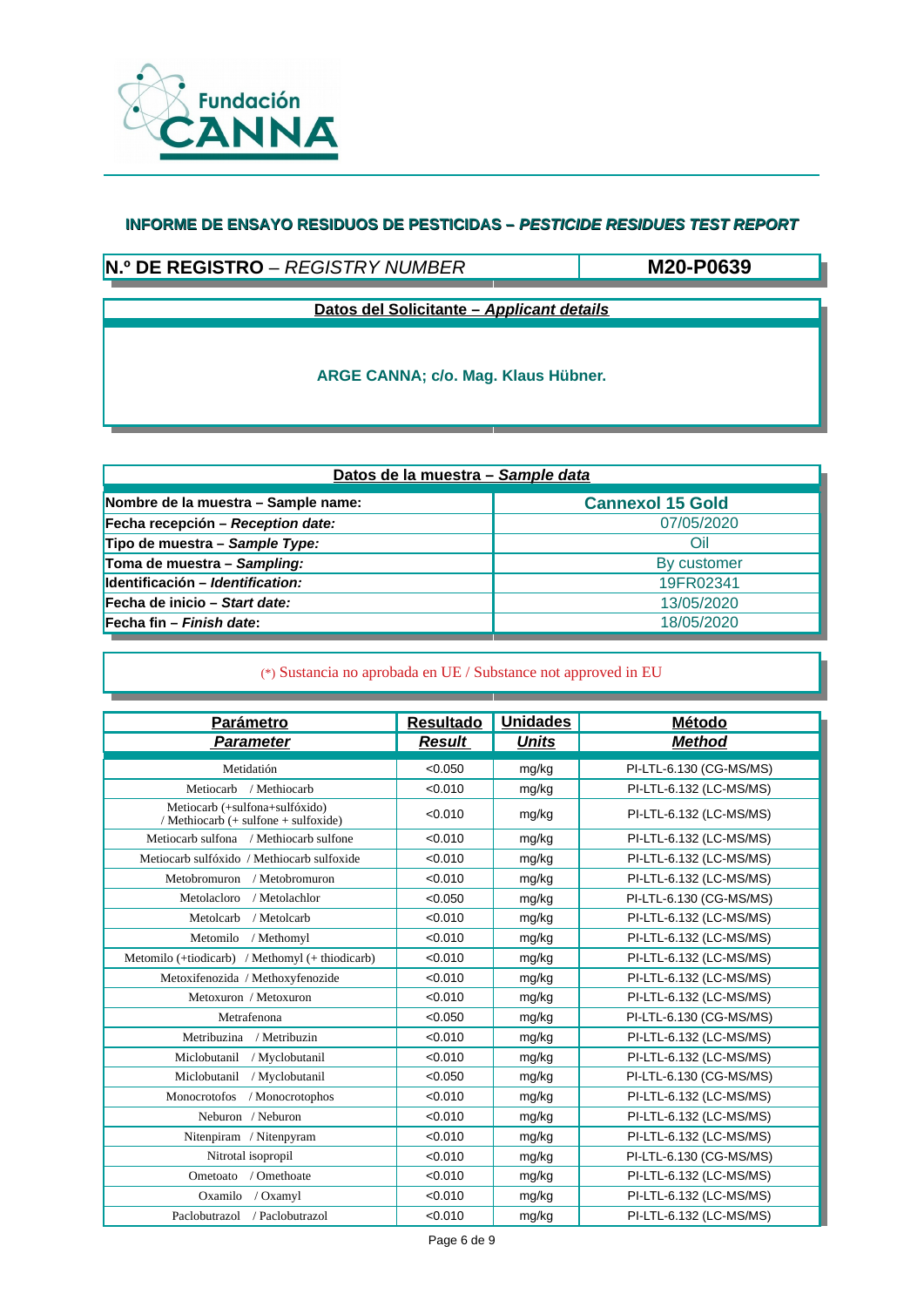Fundación CANNA

## INFORME DE ENSAYO RESIDUOS DE PESTICIDAS – *PESTICIDE RESIDUES TEST REPORT*

| **N.º DE REGISTRO** – *REGISTRY NUMBER* | **M20-P0639** |
|---|---|

**Datos del Solicitante – *Applicant details***

**ARGE CANNA; c/o. Mag. Klaus Hübner.**

| **Datos de la muestra – *Sample data*** | |
|---|---|
| **Nombre de la muestra – Sample name:** | **Cannexol 15 Gold** |
| **Fecha recepción – *Reception date:*** | 07/05/2020 |
| **Tipo de muestra – *Sample Type:*** | Oil |
| **Toma de muestra – *Sampling:*** | By customer |
| **Identificación – *Identification:*** | 19FR02341 |
| **Fecha de inicio – *Start date:*** | 13/05/2020 |
| **Fecha fin – *Finish date*:** | 18/05/2020 |

(*) Sustancia no aprobada en UE / Substance not approved in EU

| **Parámetro** *Parameter* | **Resultado** *Result* | **Unidades** *Units* | **Método** *Method* |
|---|---|---|---|
| Metidatión | <0.050 | mg/kg | PI-LTL-6.130 (CG-MS/MS) |
| Metiocarb / Methiocarb | <0.010 | mg/kg | PI-LTL-6.132 (LC-MS/MS) |
| Metiocarb (+sulfona+sulfóxido) / Methiocarb (+ sulfone + sulfoxide) | <0.010 | mg/kg | PI-LTL-6.132 (LC-MS/MS) |
| Metiocarb sulfona / Methiocarb sulfone | <0.010 | mg/kg | PI-LTL-6.132 (LC-MS/MS) |
| Metiocarb sulfóxido / Methiocarb sulfoxide | <0.010 | mg/kg | PI-LTL-6.132 (LC-MS/MS) |
| Metobromuron / Metobromuron | <0.010 | mg/kg | PI-LTL-6.132 (LC-MS/MS) |
| Metolacloro / Metolachlor | <0.050 | mg/kg | PI-LTL-6.130 (CG-MS/MS) |
| Metolcarb / Metolcarb | <0.010 | mg/kg | PI-LTL-6.132 (LC-MS/MS) |
| Metomilo / Methomyl | <0.010 | mg/kg | PI-LTL-6.132 (LC-MS/MS) |
| Metomilo (+tiodicarb) / Methomyl (+ thiodicarb) | <0.010 | mg/kg | PI-LTL-6.132 (LC-MS/MS) |
| Metoxifenozida / Methoxyfenozide | <0.010 | mg/kg | PI-LTL-6.132 (LC-MS/MS) |
| Metoxuron / Metoxuron | <0.010 | mg/kg | PI-LTL-6.132 (LC-MS/MS) |
| Metrafenona | <0.050 | mg/kg | PI-LTL-6.130 (CG-MS/MS) |
| Metribuzina / Metribuzin | <0.010 | mg/kg | PI-LTL-6.132 (LC-MS/MS) |
| Miclobutanil / Myclobutanil | <0.010 | mg/kg | PI-LTL-6.132 (LC-MS/MS) |
| Miclobutanil / Myclobutanil | <0.050 | mg/kg | PI-LTL-6.130 (CG-MS/MS) |
| Monocrotofos / Monocrotophos | <0.010 | mg/kg | PI-LTL-6.132 (LC-MS/MS) |
| Neburon / Neburon | <0.010 | mg/kg | PI-LTL-6.132 (LC-MS/MS) |
| Nitenpiram / Nitenpyram | <0.010 | mg/kg | PI-LTL-6.132 (LC-MS/MS) |
| Nitrotal isopropil | <0.010 | mg/kg | PI-LTL-6.130 (CG-MS/MS) |
| Ometoato / Omethoate | <0.010 | mg/kg | PI-LTL-6.132 (LC-MS/MS) |
| Oxamilo / Oxamyl | <0.010 | mg/kg | PI-LTL-6.132 (LC-MS/MS) |
| Paclobutrazol / Paclobutrazol | <0.010 | mg/kg | PI-LTL-6.132 (LC-MS/MS) |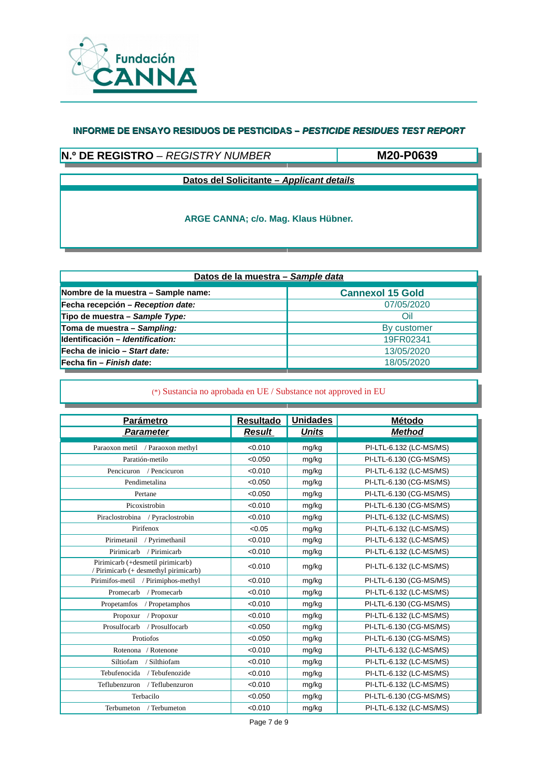Fundación CANNA

## INFORME DE ENSAYO RESIDUOS DE PESTICIDAS – *PESTICIDE RESIDUES TEST REPORT*

| **N.º DE REGISTRO** – *REGISTRY NUMBER* | **M20-P0639** |
|---|---|

**Datos del Solicitante – *Applicant details***

**ARGE CANNA; c/o. Mag. Klaus Hübner.**

| **Datos de la muestra – *Sample data*** | |
|---|---|
| **Nombre de la muestra – Sample name:** | **Cannexol 15 Gold** |
| **Fecha recepción – *Reception date:*** | 07/05/2020 |
| **Tipo de muestra – *Sample Type:*** | Oil |
| **Toma de muestra – *Sampling:*** | By customer |
| **Identificación – *Identification:*** | 19FR02341 |
| **Fecha de inicio – *Start date:*** | 13/05/2020 |
| **Fecha fin – *Finish date*:** | 18/05/2020 |

(*) Sustancia no aprobada en UE / Substance not approved in EU

| **Parámetro** / ***Parameter*** | **Resultado** / ***Result*** | **Unidades** / ***Units*** | **Método** / ***Method*** |
|---|---|---|---|
| Paraoxon metil / Paraoxon methyl | <0.010 | mg/kg | PI-LTL-6.132 (LC-MS/MS) |
| Paratión-metilo | <0.050 | mg/kg | PI-LTL-6.130 (CG-MS/MS) |
| Pencicuron / Pencicuron | <0.010 | mg/kg | PI-LTL-6.132 (LC-MS/MS) |
| Pendimetalina | <0.050 | mg/kg | PI-LTL-6.130 (CG-MS/MS) |
| Pertane | <0.050 | mg/kg | PI-LTL-6.130 (CG-MS/MS) |
| Picoxistrobin | <0.010 | mg/kg | PI-LTL-6.130 (CG-MS/MS) |
| Piraclostrobina / Pyraclostrobin | <0.010 | mg/kg | PI-LTL-6.132 (LC-MS/MS) |
| Pirifenox | <0.05 | mg/kg | PI-LTL-6.132 (LC-MS/MS) |
| Pirimetanil / Pyrimethanil | <0.010 | mg/kg | PI-LTL-6.132 (LC-MS/MS) |
| Pirimicarb / Pirimicarb | <0.010 | mg/kg | PI-LTL-6.132 (LC-MS/MS) |
| Pirimicarb (+desmetil pirimicarb) / Pirimicarb (+ desmethyl pirimicarb) | <0.010 | mg/kg | PI-LTL-6.132 (LC-MS/MS) |
| Pirimifos-metil / Pirimiphos-methyl | <0.010 | mg/kg | PI-LTL-6.130 (CG-MS/MS) |
| Promecarb / Promecarb | <0.010 | mg/kg | PI-LTL-6.132 (LC-MS/MS) |
| Propetamfos / Propetamphos | <0.010 | mg/kg | PI-LTL-6.130 (CG-MS/MS) |
| Propoxur / Propoxur | <0.010 | mg/kg | PI-LTL-6.132 (LC-MS/MS) |
| Prosulfocarb / Prosulfocarb | <0.050 | mg/kg | PI-LTL-6.130 (CG-MS/MS) |
| Protiofos | <0.050 | mg/kg | PI-LTL-6.130 (CG-MS/MS) |
| Rotenona / Rotenone | <0.010 | mg/kg | PI-LTL-6.132 (LC-MS/MS) |
| Siltiofam / Silthiofam | <0.010 | mg/kg | PI-LTL-6.132 (LC-MS/MS) |
| Tebufenocida / Tebufenozide | <0.010 | mg/kg | PI-LTL-6.132 (LC-MS/MS) |
| Teflubenzuron / Teflubenzuron | <0.010 | mg/kg | PI-LTL-6.132 (LC-MS/MS) |
| Terbacilo | <0.050 | mg/kg | PI-LTL-6.130 (CG-MS/MS) |
| Terbumeton / Terbumeton | <0.010 | mg/kg | PI-LTL-6.132 (LC-MS/MS) |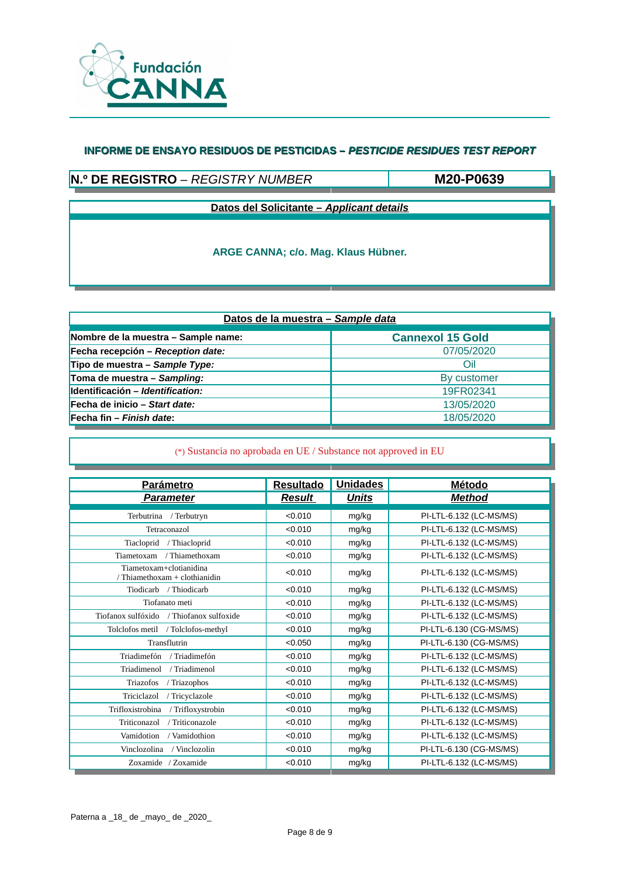## INFORME DE ENSAYO RESIDUOS DE PESTICIDAS – *PESTICIDE RESIDUES TEST REPORT*

| **N.º DE REGISTRO** – *REGISTRY NUMBER* | **M20-P0639** |
|---|---|

**Datos del Solicitante – *Applicant details***

**ARGE CANNA; c/o. Mag. Klaus Hübner.**

| **Datos de la muestra – *Sample data*** | |
|---|---|
| **Nombre de la muestra – Sample name:** | **Cannexol 15 Gold** |
| **Fecha recepción – *Reception date:*** | 07/05/2020 |
| **Tipo de muestra – *Sample Type:*** | Oil |
| **Toma de muestra – *Sampling:*** | By customer |
| **Identificación – *Identification:*** | 19FR02341 |
| **Fecha de inicio – *Start date:*** | 13/05/2020 |
| **Fecha fin – *Finish date*:** | 18/05/2020 |

(*) Sustancia no aprobada en UE / Substance not approved in EU

| **Parámetro** *Parameter* | **Resultado** *Result* | **Unidades** *Units* | **Método** *Method* |
|---|---|---|---|
| Terbutrina / Terbutryn | <0.010 | mg/kg | PI-LTL-6.132 (LC-MS/MS) |
| Tetraconazol | <0.010 | mg/kg | PI-LTL-6.132 (LC-MS/MS) |
| Tiacloprid / Thiacloprid | <0.010 | mg/kg | PI-LTL-6.132 (LC-MS/MS) |
| Tiametoxam / Thiamethoxam | <0.010 | mg/kg | PI-LTL-6.132 (LC-MS/MS) |
| Tiametoxam+clotianidina / Thiamethoxam + clothianidin | <0.010 | mg/kg | PI-LTL-6.132 (LC-MS/MS) |
| Tiodicarb / Thiodicarb | <0.010 | mg/kg | PI-LTL-6.132 (LC-MS/MS) |
| Tiofanato meti | <0.010 | mg/kg | PI-LTL-6.132 (LC-MS/MS) |
| Tiofanox sulfóxido / Thiofanox sulfoxide | <0.010 | mg/kg | PI-LTL-6.132 (LC-MS/MS) |
| Tolclofos metil / Tolclofos-methyl | <0.010 | mg/kg | PI-LTL-6.130 (CG-MS/MS) |
| Transflutrin | <0.050 | mg/kg | PI-LTL-6.130 (CG-MS/MS) |
| Triadimefón / Triadimefón | <0.010 | mg/kg | PI-LTL-6.132 (LC-MS/MS) |
| Triadimenol / Triadimenol | <0.010 | mg/kg | PI-LTL-6.132 (LC-MS/MS) |
| Triazofos / Triazophos | <0.010 | mg/kg | PI-LTL-6.132 (LC-MS/MS) |
| Triciclazol / Tricyclazole | <0.010 | mg/kg | PI-LTL-6.132 (LC-MS/MS) |
| Trifloxistrobina / Trifloxystrobin | <0.010 | mg/kg | PI-LTL-6.132 (LC-MS/MS) |
| Triticonazol / Triticonazole | <0.010 | mg/kg | PI-LTL-6.132 (LC-MS/MS) |
| Vamidotion / Vamidothion | <0.010 | mg/kg | PI-LTL-6.132 (LC-MS/MS) |
| Vinclozolina / Vinclozolin | <0.010 | mg/kg | PI-LTL-6.130 (CG-MS/MS) |
| Zoxamide / Zoxamide | <0.010 | mg/kg | PI-LTL-6.132 (LC-MS/MS) |

Paterna a _18_ de _mayo_ de _2020_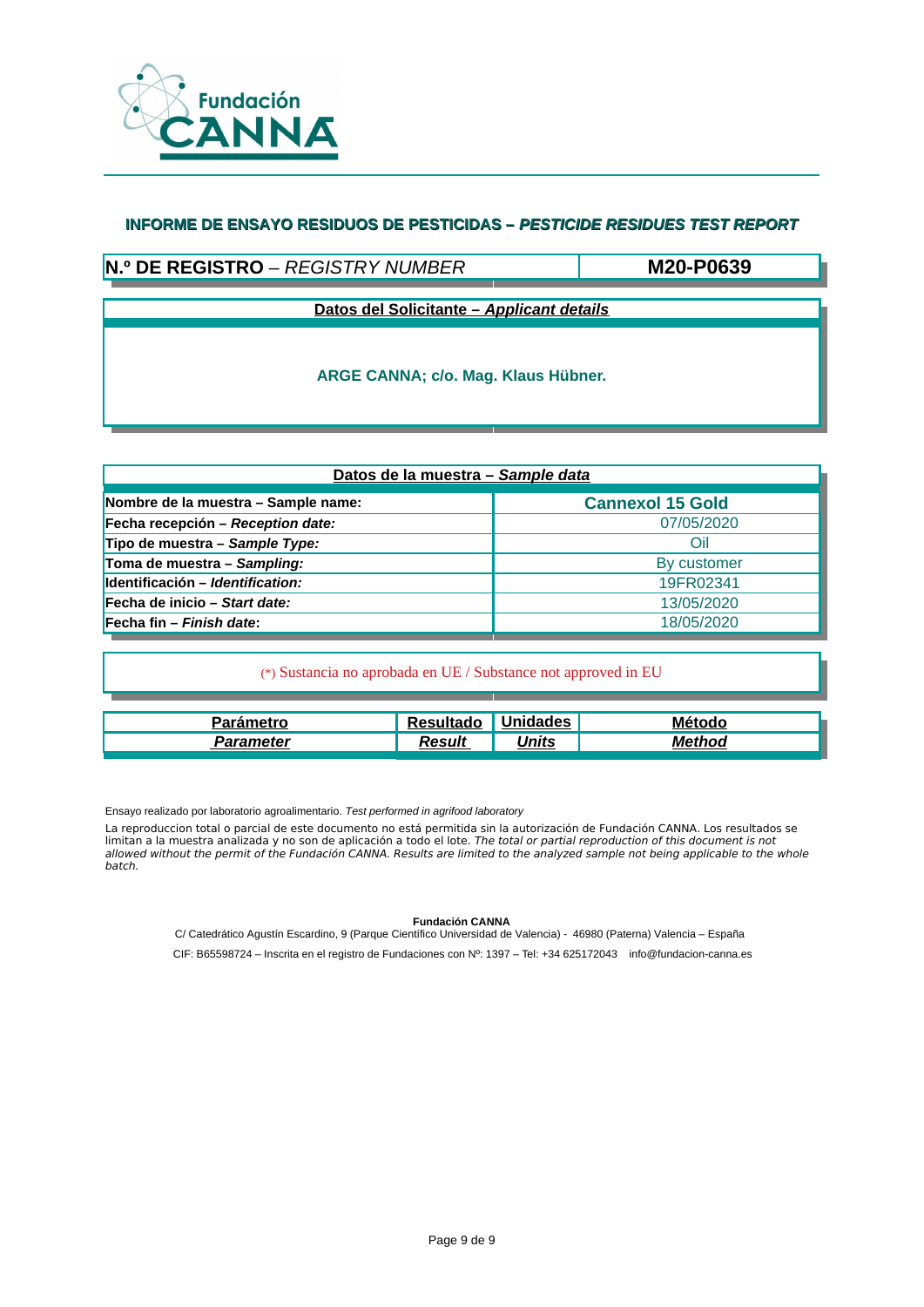## INFORME DE ENSAYO RESIDUOS DE PESTICIDAS – *PESTICIDE RESIDUES TEST REPORT*

| **N.º DE REGISTRO** – *REGISTRY NUMBER* | **M20-P0639** |
| --- | --- |

**Datos del Solicitante – *Applicant details***

**ARGE CANNA; c/o. Mag. Klaus Hübner.**

| **Datos de la muestra – *Sample data*** | |
| --- | --- |
| **Nombre de la muestra – Sample name:** | **Cannexol 15 Gold** |
| **Fecha recepción – *Reception date:*** | 07/05/2020 |
| **Tipo de muestra – *Sample Type:*** | Oil |
| **Toma de muestra – *Sampling:*** | By customer |
| **Identificación – *Identification:*** | 19FR02341 |
| **Fecha de inicio – *Start date:*** | 13/05/2020 |
| **Fecha fin – *Finish date*:** | 18/05/2020 |

(*) Sustancia no aprobada en UE / Substance not approved in EU

| **Parámetro** *Parameter* | **Resultado** *Result* | **Unidades** *Units* | **Método** *Method* |
| --- | --- | --- | --- |

Ensayo realizado por laboratorio agroalimentario. *Test performed in agrifood laboratory*

La reproduccion total o parcial de este documento no está permitida sin la autorización de Fundación CANNA. Los resultados se limitan a la muestra analizada y no son de aplicación a todo el lote. *The total or partial reproduction of this document is not allowed without the permit of the Fundación CANNA. Results are limited to the analyzed sample not being applicable to the whole batch.*

**Fundación CANNA**
C/ Catedrático Agustín Escardino, 9 (Parque Científico Universidad de Valencia) - 46980 (Paterna) Valencia – España
CIF: B65598724 – Inscrita en el registro de Fundaciones con Nº: 1397 – Tel: +34 625172043 info@fundacion-canna.es